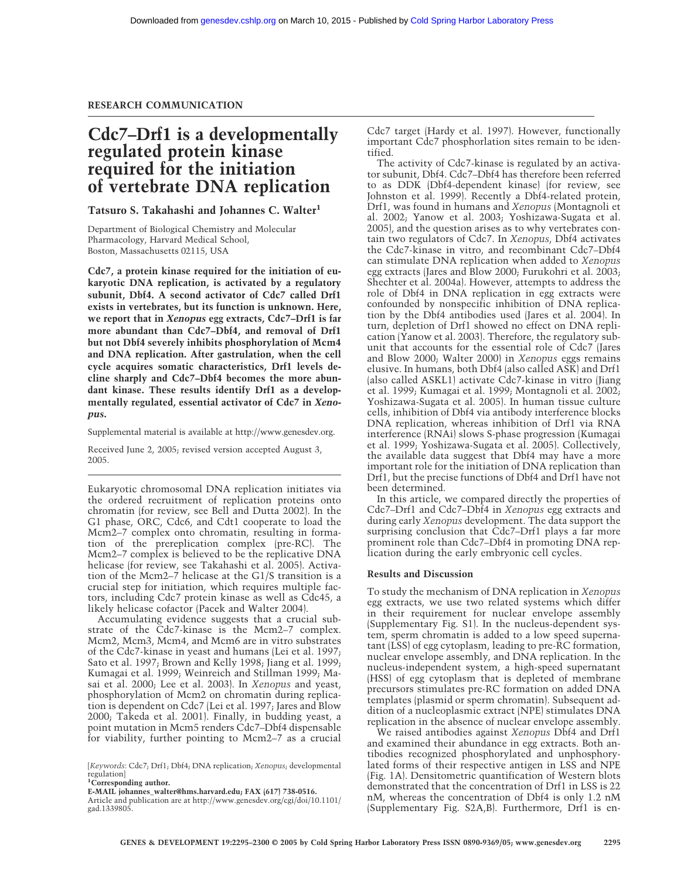RESEARCH COMMUNICATION

# Cdc7–Drf1 is a developmentally regulated protein kinase required for the initiation of vertebrate DNA replication

**Tatsuro S. Takahashi and Johannes C. Walter[1]**

Department of Biological Chemistry and Molecular Pharmacology, Harvard Medical School, Boston, Massachusetts 02115, USA

**Cdc7, a protein kinase required for the initiation of eukaryotic DNA replication, is activated by a regulatory subunit, Dbf4. A second activator of Cdc7 called Drf1 exists in vertebrates, but its function is unknown. Here, we report that in *Xenopus* egg extracts, Cdc7–Drf1 is far more abundant than Cdc7–Dbf4, and removal of Drf1 but not Dbf4 severely inhibits phosphorylation of Mcm4 and DNA replication. After gastrulation, when the cell cycle acquires somatic characteristics, Drf1 levels decline sharply and Cdc7–Dbf4 becomes the more abundant kinase. These results identify Drf1 as a developmentally regulated, essential activator of Cdc7 in *Xenopus*.**

Supplemental material is available at http://www.genesdev.org.

Received June 2, 2005; revised version accepted August 3, 2005.

Eukaryotic chromosomal DNA replication initiates via the ordered recruitment of replication proteins onto chromatin (for review, see Bell and Dutta 2002). In the G1 phase, ORC, Cdc6, and Cdt1 cooperate to load the Mcm2–7 complex onto chromatin, resulting in formation of the prereplication complex (pre-RC). The Mcm2–7 complex is believed to be the replicative DNA helicase (for review, see Takahashi et al. 2005). Activation of the Mcm2–7 helicase at the G1/S transition is a crucial step for initiation, which requires multiple factors, including Cdc7 protein kinase as well as Cdc45, a likely helicase cofactor (Pacek and Walter 2004).

Accumulating evidence suggests that a crucial substrate of the Cdc7-kinase is the Mcm2–7 complex. Mcm2, Mcm3, Mcm4, and Mcm6 are in vitro substrates of the Cdc7-kinase in yeast and humans (Lei et al. 1997; Sato et al. 1997; Brown and Kelly 1998; Jiang et al. 1999; Kumagai et al. 1999; Weinreich and Stillman 1999; Masai et al. 2000; Lee et al. 2003). In *Xenopus* and yeast, phosphorylation of Mcm2 on chromatin during replication is dependent on Cdc7 (Lei et al. 1997; Jares and Blow 2000; Takeda et al. 2001). Finally, in budding yeast, a point mutation in Mcm5 renders Cdc7–Dbf4 dispensable for viability, further pointing to Mcm2–7 as a crucial Cdc7 target (Hardy et al. 1997). However, functionally important Cdc7 phosphorlation sites remain to be identified.

The activity of Cdc7-kinase is regulated by an activator subunit, Dbf4. Cdc7–Dbf4 has therefore been referred to as DDK (Dbf4-dependent kinase) (for review, see Johnston et al. 1999). Recently a Dbf4-related protein, Drf1, was found in humans and *Xenopus* (Montagnoli et al. 2002; Yanow et al. 2003; Yoshizawa-Sugata et al. 2005), and the question arises as to why vertebrates contain two regulators of Cdc7. In *Xenopus*, Dbf4 activates the Cdc7-kinase in vitro, and recombinant Cdc7–Dbf4 can stimulate DNA replication when added to *Xenopus* egg extracts (Jares and Blow 2000; Furukohri et al. 2003; Shechter et al. 2004a). However, attempts to address the role of Dbf4 in DNA replication in egg extracts were confounded by nonspecific inhibition of DNA replication by the Dbf4 antibodies used (Jares et al. 2004). In turn, depletion of Drf1 showed no effect on DNA replication (Yanow et al. 2003). Therefore, the regulatory subunit that accounts for the essential role of Cdc7 (Jares and Blow 2000; Walter 2000) in *Xenopus* eggs remains elusive. In humans, both Dbf4 (also called ASK) and Drf1 (also called ASKL1) activate Cdc7-kinase in vitro (Jiang et al. 1999; Kumagai et al. 1999; Montagnoli et al. 2002; Yoshizawa-Sugata et al. 2005). In human tissue culture cells, inhibition of Dbf4 via antibody interference blocks DNA replication, whereas inhibition of Drf1 via RNA interference (RNAi) slows S-phase progression (Kumagai et al. 1999; Yoshizawa-Sugata et al. 2005). Collectively, the available data suggest that Dbf4 may have a more important role for the initiation of DNA replication than Drf1, but the precise functions of Dbf4 and Drf1 have not been determined.

In this article, we compared directly the properties of Cdc7–Drf1 and Cdc7–Dbf4 in *Xenopus* egg extracts and during early *Xenopus* development. The data support the surprising conclusion that Cdc7–Drf1 plays a far more prominent role than Cdc7–Dbf4 in promoting DNA replication during the early embryonic cell cycles.

## Results and Discussion

To study the mechanism of DNA replication in *Xenopus* egg extracts, we use two related systems which differ in their requirement for nuclear envelope assembly (Supplementary Fig. S1). In the nucleus-dependent system, sperm chromatin is added to a low speed supernatant (LSS) of egg cytoplasm, leading to pre-RC formation, nuclear envelope assembly, and DNA replication. In the nucleus-independent system, a high-speed supernatant (HSS) of egg cytoplasm that is depleted of membrane precursors stimulates pre-RC formation on added DNA templates (plasmid or sperm chromatin). Subsequent addition of a nucleoplasmic extract (NPE) stimulates DNA replication in the absence of nuclear envelope assembly.

We raised antibodies against *Xenopus* Dbf4 and Drf1 and examined their abundance in egg extracts. Both antibodies recognized phosphorylated and unphosphorylated forms of their respective antigen in LSS and NPE (Fig. 1A). Densitometric quantification of Western blots demonstrated that the concentration of Drf1 in LSS is 22 nM, whereas the concentration of Dbf4 is only 1.2 nM (Supplementary Fig. S2A,B). Furthermore, Drf1 is en-

[*Keywords*: Cdc7; Drf1; Dbf4; DNA replication; *Xenopus*; developmental regulation]

[1]**Corresponding author.**

**E-MAIL johannes_walter@hms.harvard.edu; FAX (617) 738-0516.**

Article and publication are at http://www.genesdev.org/cgi/doi/10.1101/gad.1339805.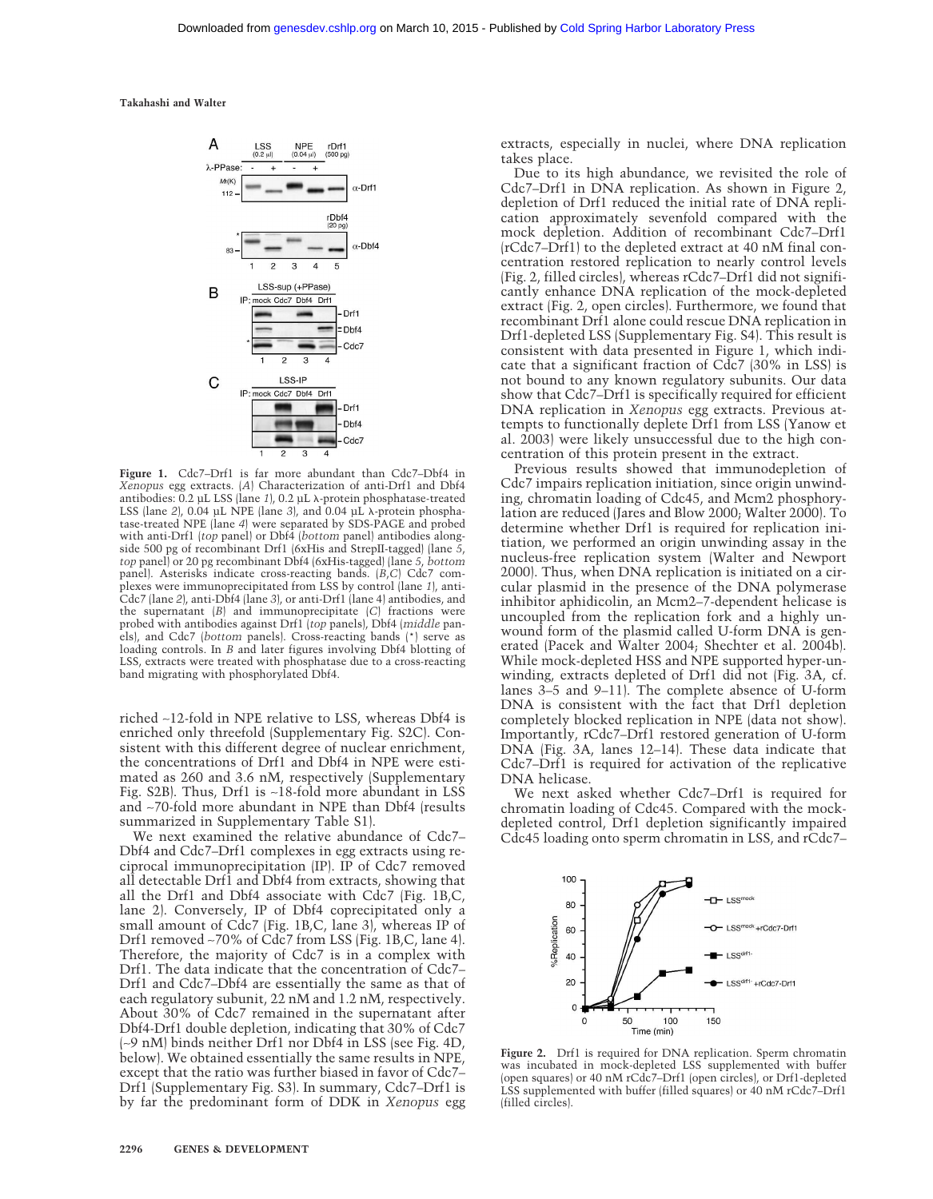**Figure 1.** Cdc7–Drf1 is far more abundant than Cdc7–Dbf4 in *Xenopus* egg extracts. (*A*) Characterization of anti-Drf1 and Dbf4 antibodies: 0.2 µL LSS (lane *1*), 0.2 µL λ-protein phosphatase-treated LSS (lane *2*), 0.04 µL NPE (lane *3*), and 0.04 µL λ-protein phosphatase-treated NPE (lane *4*) were separated by SDS-PAGE and probed with anti-Drf1 (*top* panel) or Dbf4 (*bottom* panel) antibodies alongside 500 pg of recombinant Drf1 (6xHis and StrepII-tagged) (lane *5*, *top* panel) or 20 pg recombinant Dbf4 (6xHis-tagged) (lane *5*, *bottom* panel). Asterisks indicate cross-reacting bands. (*B*,*C*) Cdc7 complexes were immunoprecipitated from LSS by control (lane *1*), anti-Cdc7 (lane *2*), anti-Dbf4 (lane *3*), or anti-Drf1 (lane *4*) antibodies, and the supernatant (*B*) and immunoprecipitate (*C*) fractions were probed with antibodies against Drf1 (*top* panels), Dbf4 (*middle* panels), and Cdc7 (*bottom* panels). Cross-reacting bands (*) serve as loading controls. In *B* and later figures involving Dbf4 blotting of LSS, extracts were treated with phosphatase due to a cross-reacting band migrating with phosphorylated Dbf4.

riched ~12-fold in NPE relative to LSS, whereas Dbf4 is enriched only threefold (Supplementary Fig. S2C). Consistent with this different degree of nuclear enrichment, the concentrations of Drf1 and Dbf4 in NPE were estimated as 260 and 3.6 nM, respectively (Supplementary Fig. S2B). Thus, Drf1 is ~18-fold more abundant in LSS and ~70-fold more abundant in NPE than Dbf4 (results summarized in Supplementary Table S1).

We next examined the relative abundance of Cdc7–Dbf4 and Cdc7–Drf1 complexes in egg extracts using reciprocal immunoprecipitation (IP). IP of Cdc7 removed all detectable Drf1 and Dbf4 from extracts, showing that all the Drf1 and Dbf4 associate with Cdc7 (Fig. 1B,C, lane 2). Conversely, IP of Dbf4 coprecipitated only a small amount of Cdc7 (Fig. 1B,C, lane 3), whereas IP of Drf1 removed ~70% of Cdc7 from LSS (Fig. 1B,C, lane 4). Therefore, the majority of Cdc7 is in a complex with Drf1. The data indicate that the concentration of Cdc7–Drf1 and Cdc7–Dbf4 are essentially the same as that of each regulatory subunit, 22 nM and 1.2 nM, respectively. About 30% of Cdc7 remained in the supernatant after Dbf4-Drf1 double depletion, indicating that 30% of Cdc7 (~9 nM) binds neither Drf1 nor Dbf4 in LSS (see Fig. 4D, below). We obtained essentially the same results in NPE, except that the ratio was further biased in favor of Cdc7–Drf1 (Supplementary Fig. S3). In summary, Cdc7–Drf1 is by far the predominant form of DDK in *Xenopus* egg extracts, especially in nuclei, where DNA replication takes place.

Due to its high abundance, we revisited the role of Cdc7–Drf1 in DNA replication. As shown in Figure 2, depletion of Drf1 reduced the initial rate of DNA replication approximately sevenfold compared with the mock depletion. Addition of recombinant Cdc7–Drf1 (rCdc7–Drf1) to the depleted extract at 40 nM final concentration restored replication to nearly control levels (Fig. 2, filled circles), whereas rCdc7–Drf1 did not significantly enhance DNA replication of the mock-depleted extract (Fig. 2, open circles). Furthermore, we found that recombinant Drf1 alone could rescue DNA replication in Drf1-depleted LSS (Supplementary Fig. S4). This result is consistent with data presented in Figure 1, which indicate that a significant fraction of Cdc7 (30% in LSS) is not bound to any known regulatory subunits. Our data show that Cdc7–Drf1 is specifically required for efficient DNA replication in *Xenopus* egg extracts. Previous attempts to functionally deplete Drf1 from LSS (Yanow et al. 2003) were likely unsuccessful due to the high concentration of this protein present in the extract.

Previous results showed that immunodepletion of Cdc7 impairs replication initiation, since origin unwinding, chromatin loading of Cdc45, and Mcm2 phosphorylation are reduced (Jares and Blow 2000; Walter 2000). To determine whether Drf1 is required for replication initiation, we performed an origin unwinding assay in the nucleus-free replication system (Walter and Newport 2000). Thus, when DNA replication is initiated on a circular plasmid in the presence of the DNA polymerase inhibitor aphidicolin, an Mcm2–7-dependent helicase is uncoupled from the replication fork and a highly unwound form of the plasmid called U-form DNA is generated (Pacek and Walter 2004; Shechter et al. 2004b). While mock-depleted HSS and NPE supported hyper-unwinding, extracts depleted of Drf1 did not (Fig. 3A, cf. lanes 3–5 and 9–11). The complete absence of U-form DNA is consistent with the fact that Drf1 depletion completely blocked replication in NPE (data not show). Importantly, rCdc7–Drf1 restored generation of U-form DNA (Fig. 3A, lanes 12–14). These data indicate that Cdc7–Drf1 is required for activation of the replicative DNA helicase.

We next asked whether Cdc7–Drf1 is required for chromatin loading of Cdc45. Compared with the mock-depleted control, Drf1 depletion significantly impaired Cdc45 loading onto sperm chromatin in LSS, and rCdc7–

**Figure 2.** Drf1 is required for DNA replication. Sperm chromatin was incubated in mock-depleted LSS supplemented with buffer (open squares) or 40 nM rCdc7–Drf1 (open circles), or Drf1-depleted LSS supplemented with buffer (filled squares) or 40 nM rCdc7–Drf1 (filled circles).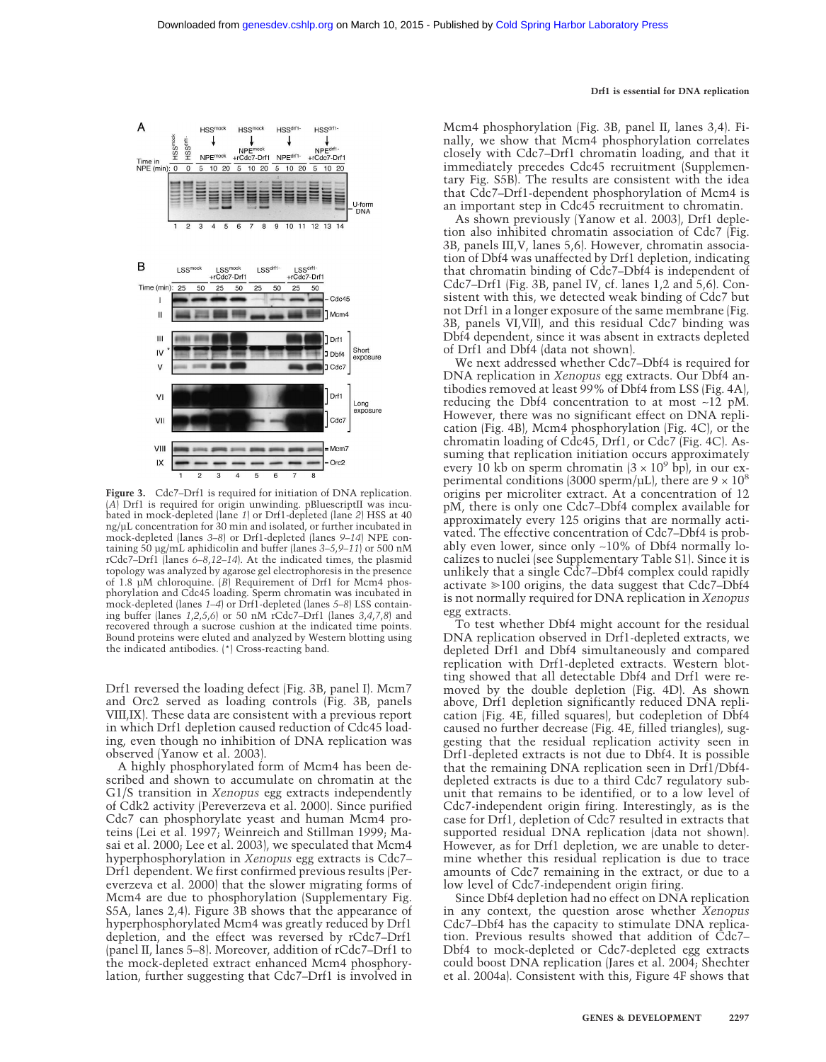**Figure 3.** Cdc7–Drf1 is required for initiation of DNA replication. (*A*) Drf1 is required for origin unwinding. pBluescriptII was incubated in mock-depleted (lane *1*) or Drf1-depleted (lane *2*) HSS at 40 ng/μL concentration for 30 min and isolated, or further incubated in mock-depleted (lanes *3–8*) or Drf1-depleted (lanes *9–14*) NPE containing 50 μg/mL aphidicolin and buffer (lanes *3–5*,*9–11*) or 500 nM rCdc7–Drf1 (lanes *6–8*,*12–14*). At the indicated times, the plasmid topology was analyzed by agarose gel electrophoresis in the presence of 1.8 μM chloroquine. (*B*) Requirement of Drf1 for Mcm4 phosphorylation and Cdc45 loading. Sperm chromatin was incubated in mock-depleted (lanes *1–4*) or Drf1-depleted (lanes *5–8*) LSS containing buffer (lanes *1*,*2*,*5*,*6*) or 50 nM rCdc7–Drf1 (lanes *3*,*4*,*7*,*8*) and recovered through a sucrose cushion at the indicated time points. Bound proteins were eluted and analyzed by Western blotting using the indicated antibodies. (*) Cross-reacting band.

Drf1 reversed the loading defect (Fig. 3B, panel I). Mcm7 and Orc2 served as loading controls (Fig. 3B, panels VIII,IX). These data are consistent with a previous report in which Drf1 depletion caused reduction of Cdc45 loading, even though no inhibition of DNA replication was observed (Yanow et al. 2003).

A highly phosphorylated form of Mcm4 has been described and shown to accumulate on chromatin at the G1/S transition in *Xenopus* egg extracts independently of Cdk2 activity (Pereverzeva et al. 2000). Since purified Cdc7 can phosphorylate yeast and human Mcm4 proteins (Lei et al. 1997; Weinreich and Stillman 1999; Masai et al. 2000; Lee et al. 2003), we speculated that Mcm4 hyperphosphorylation in *Xenopus* egg extracts is Cdc7–Drf1 dependent. We first confirmed previous results (Pereverzeva et al. 2000) that the slower migrating forms of Mcm4 are due to phosphorylation (Supplementary Fig. S5A, lanes 2,4). Figure 3B shows that the appearance of hyperphosphorylated Mcm4 was greatly reduced by Drf1 depletion, and the effect was reversed by rCdc7–Drf1 (panel II, lanes 5–8). Moreover, addition of rCdc7–Drf1 to the mock-depleted extract enhanced Mcm4 phosphorylation, further suggesting that Cdc7–Drf1 is involved in Mcm4 phosphorylation (Fig. 3B, panel II, lanes 3,4). Finally, we show that Mcm4 phosphorylation correlates closely with Cdc7–Drf1 chromatin loading, and that it immediately precedes Cdc45 recruitment (Supplementary Fig. S5B). The results are consistent with the idea that Cdc7–Drf1-dependent phosphorylation of Mcm4 is an important step in Cdc45 recruitment to chromatin.

As shown previously (Yanow et al. 2003), Drf1 depletion also inhibited chromatin association of Cdc7 (Fig. 3B, panels III,V, lanes 5,6). However, chromatin association of Dbf4 was unaffected by Drf1 depletion, indicating that chromatin binding of Cdc7–Dbf4 is independent of Cdc7–Drf1 (Fig. 3B, panel IV, cf. lanes 1,2 and 5,6). Consistent with this, we detected weak binding of Cdc7 but not Drf1 in a longer exposure of the same membrane (Fig. 3B, panels VI,VII), and this residual Cdc7 binding was Dbf4 dependent, since it was absent in extracts depleted of Drf1 and Dbf4 (data not shown).

We next addressed whether Cdc7–Dbf4 is required for DNA replication in *Xenopus* egg extracts. Our Dbf4 antibodies removed at least 99% of Dbf4 from LSS (Fig. 4A), reducing the Dbf4 concentration to at most ~12 pM. However, there was no significant effect on DNA replication (Fig. 4B), Mcm4 phosphorylation (Fig. 4C), or the chromatin loading of Cdc45, Drf1, or Cdc7 (Fig. 4C). Assuming that replication initiation occurs approximately every 10 kb on sperm chromatin ($3 \times 10^9$ bp), in our experimental conditions (3000 sperm/μL), there are $9 \times 10^8$ origins per microliter extract. At a concentration of 12 pM, there is only one Cdc7–Dbf4 complex available for approximately every 125 origins that are normally activated. The effective concentration of Cdc7–Dbf4 is probably even lower, since only ~10% of Dbf4 normally localizes to nuclei (see Supplementary Table S1). Since it is unlikely that a single Cdc7–Dbf4 complex could rapidly activate ≥100 origins, the data suggest that Cdc7–Dbf4 is not normally required for DNA replication in *Xenopus* egg extracts.

To test whether Dbf4 might account for the residual DNA replication observed in Drf1-depleted extracts, we depleted Drf1 and Dbf4 simultaneously and compared replication with Drf1-depleted extracts. Western blotting showed that all detectable Dbf4 and Drf1 were removed by the double depletion (Fig. 4D). As shown above, Drf1 depletion significantly reduced DNA replication (Fig. 4E, filled squares), but codepletion of Dbf4 caused no further decrease (Fig. 4E, filled triangles), suggesting that the residual replication activity seen in Drf1-depleted extracts is not due to Dbf4. It is possible that the remaining DNA replication seen in Drf1/Dbf4-depleted extracts is due to a third Cdc7 regulatory subunit that remains to be identified, or to a low level of Cdc7-independent origin firing. Interestingly, as is the case for Drf1, depletion of Cdc7 resulted in extracts that supported residual DNA replication (data not shown). However, as for Drf1 depletion, we are unable to determine whether this residual replication is due to trace amounts of Cdc7 remaining in the extract, or due to a low level of Cdc7-independent origin firing.

Since Dbf4 depletion had no effect on DNA replication in any context, the question arose whether *Xenopus* Cdc7–Dbf4 has the capacity to stimulate DNA replication. Previous results showed that addition of Cdc7–Dbf4 to mock-depleted or Cdc7-depleted egg extracts could boost DNA replication (Jares et al. 2004; Shechter et al. 2004a). Consistent with this, Figure 4F shows that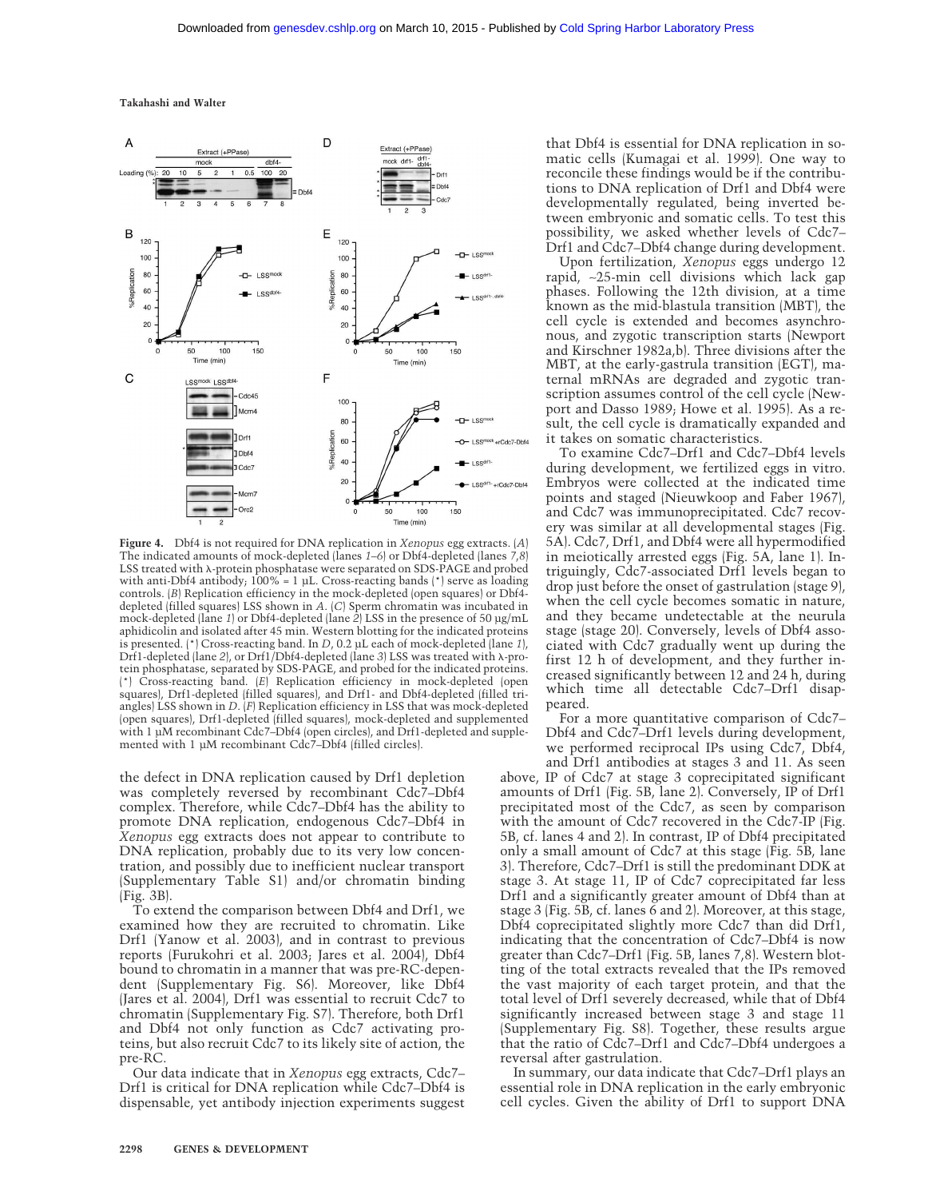**Figure 4.** Dbf4 is not required for DNA replication in *Xenopus* egg extracts. (*A*) The indicated amounts of mock-depleted (lanes *1–6*) or Dbf4-depleted (lanes *7,8*) LSS treated with λ-protein phosphatase were separated on SDS-PAGE and probed with anti-Dbf4 antibody; 100% = 1 µL. Cross-reacting bands (*) serve as loading controls. (*B*) Replication efficiency in the mock-depleted (open squares) or Dbf4-depleted (filled squares) LSS shown in *A*. (*C*) Sperm chromatin was incubated in mock-depleted (lane *1*) or Dbf4-depleted (lane *2*) LSS in the presence of 50 µg/mL aphidicolin and isolated after 45 min. Western blotting for the indicated proteins is presented. (*) Cross-reacting band. In *D*, 0.2 µL each of mock-depleted (lane *1*), Drf1-depleted (lane *2*), or Drf1/Dbf4-depleted (lane *3*) LSS was treated with λ-protein phosphatase, separated by SDS-PAGE, and probed for the indicated proteins. (*) Cross-reacting band. (*E*) Replication efficiency in mock-depleted (open squares), Drf1-depleted (filled squares), and Drf1- and Dbf4-depleted (filled triangles) LSS shown in *D*. (*F*) Replication efficiency in LSS that was mock-depleted (open squares), Drf1-depleted (filled squares), mock-depleted and supplemented with 1 µM recombinant Cdc7–Dbf4 (open circles), and Drf1-depleted and supplemented with 1 µM recombinant Cdc7–Dbf4 (filled circles).

the defect in DNA replication caused by Drf1 depletion was completely reversed by recombinant Cdc7–Dbf4 complex. Therefore, while Cdc7–Dbf4 has the ability to promote DNA replication, endogenous Cdc7–Dbf4 in *Xenopus* egg extracts does not appear to contribute to DNA replication, probably due to its very low concentration, and possibly due to inefficient nuclear transport (Supplementary Table S1) and/or chromatin binding (Fig. 3B).

To extend the comparison between Dbf4 and Drf1, we examined how they are recruited to chromatin. Like Drf1 (Yanow et al. 2003), and in contrast to previous reports (Furukohri et al. 2003; Jares et al. 2004), Dbf4 bound to chromatin in a manner that was pre-RC-dependent (Supplementary Fig. S6). Moreover, like Dbf4 (Jares et al. 2004), Drf1 was essential to recruit Cdc7 to chromatin (Supplementary Fig. S7). Therefore, both Drf1 and Dbf4 not only function as Cdc7 activating proteins, but also recruit Cdc7 to its likely site of action, the pre-RC.

Our data indicate that in *Xenopus* egg extracts, Cdc7–Drf1 is critical for DNA replication while Cdc7–Dbf4 is dispensable, yet antibody injection experiments suggest that Dbf4 is essential for DNA replication in somatic cells (Kumagai et al. 1999). One way to reconcile these findings would be if the contributions to DNA replication of Drf1 and Dbf4 were developmentally regulated, being inverted between embryonic and somatic cells. To test this possibility, we asked whether levels of Cdc7–Drf1 and Cdc7–Dbf4 change during development.

Upon fertilization, *Xenopus* eggs undergo 12 rapid, ~25-min cell divisions which lack gap phases. Following the 12th division, at a time known as the mid-blastula transition (MBT), the cell cycle is extended and becomes asynchronous, and zygotic transcription starts (Newport and Kirschner 1982a,b). Three divisions after the MBT, at the early-gastrula transition (EGT), maternal mRNAs are degraded and zygotic transcription assumes control of the cell cycle (Newport and Dasso 1989; Howe et al. 1995). As a result, the cell cycle is dramatically expanded and it takes on somatic characteristics.

To examine Cdc7–Drf1 and Cdc7–Dbf4 levels during development, we fertilized eggs in vitro. Embryos were collected at the indicated time points and staged (Nieuwkoop and Faber 1967), and Cdc7 was immunoprecipitated. Cdc7 recovery was similar at all developmental stages (Fig. 5A). Cdc7, Drf1, and Dbf4 were all hypermodified in meiotically arrested eggs (Fig. 5A, lane 1). Intriguingly, Cdc7-associated Drf1 levels began to drop just before the onset of gastrulation (stage 9), when the cell cycle becomes somatic in nature, and they became undetectable at the neurula stage (stage 20). Conversely, levels of Dbf4 associated with Cdc7 gradually went up during the first 12 h of development, and they further increased significantly between 12 and 24 h, during which time all detectable Cdc7–Drf1 disappeared.

For a more quantitative comparison of Cdc7–Dbf4 and Cdc7–Drf1 levels during development, we performed reciprocal IPs using Cdc7, Dbf4, and Drf1 antibodies at stages 3 and 11. As seen above, IP of Cdc7 at stage 3 coprecipitated significant amounts of Drf1 (Fig. 5B, lane 2). Conversely, IP of Drf1 precipitated most of the Cdc7, as seen by comparison with the amount of Cdc7 recovered in the Cdc7-IP (Fig. 5B, cf. lanes 4 and 2). In contrast, IP of Dbf4 precipitated only a small amount of Cdc7 at this stage (Fig. 5B, lane 3). Therefore, Cdc7–Drf1 is still the predominant DDK at stage 3. At stage 11, IP of Cdc7 coprecipitated far less Drf1 and a significantly greater amount of Dbf4 than at stage 3 (Fig. 5B, cf. lanes 6 and 2). Moreover, at this stage, Dbf4 coprecipitated slightly more Cdc7 than did Drf1, indicating that the concentration of Cdc7–Dbf4 is now greater than Cdc7–Drf1 (Fig. 5B, lanes 7,8). Western blotting of the total extracts revealed that the IPs removed the vast majority of each target protein, and that the total level of Drf1 severely decreased, while that of Dbf4 significantly increased between stage 3 and stage 11 (Supplementary Fig. S8). Together, these results argue that the ratio of Cdc7–Drf1 and Cdc7–Dbf4 undergoes a reversal after gastrulation.

In summary, our data indicate that Cdc7–Drf1 plays an essential role in DNA replication in the early embryonic cell cycles. Given the ability of Drf1 to support DNA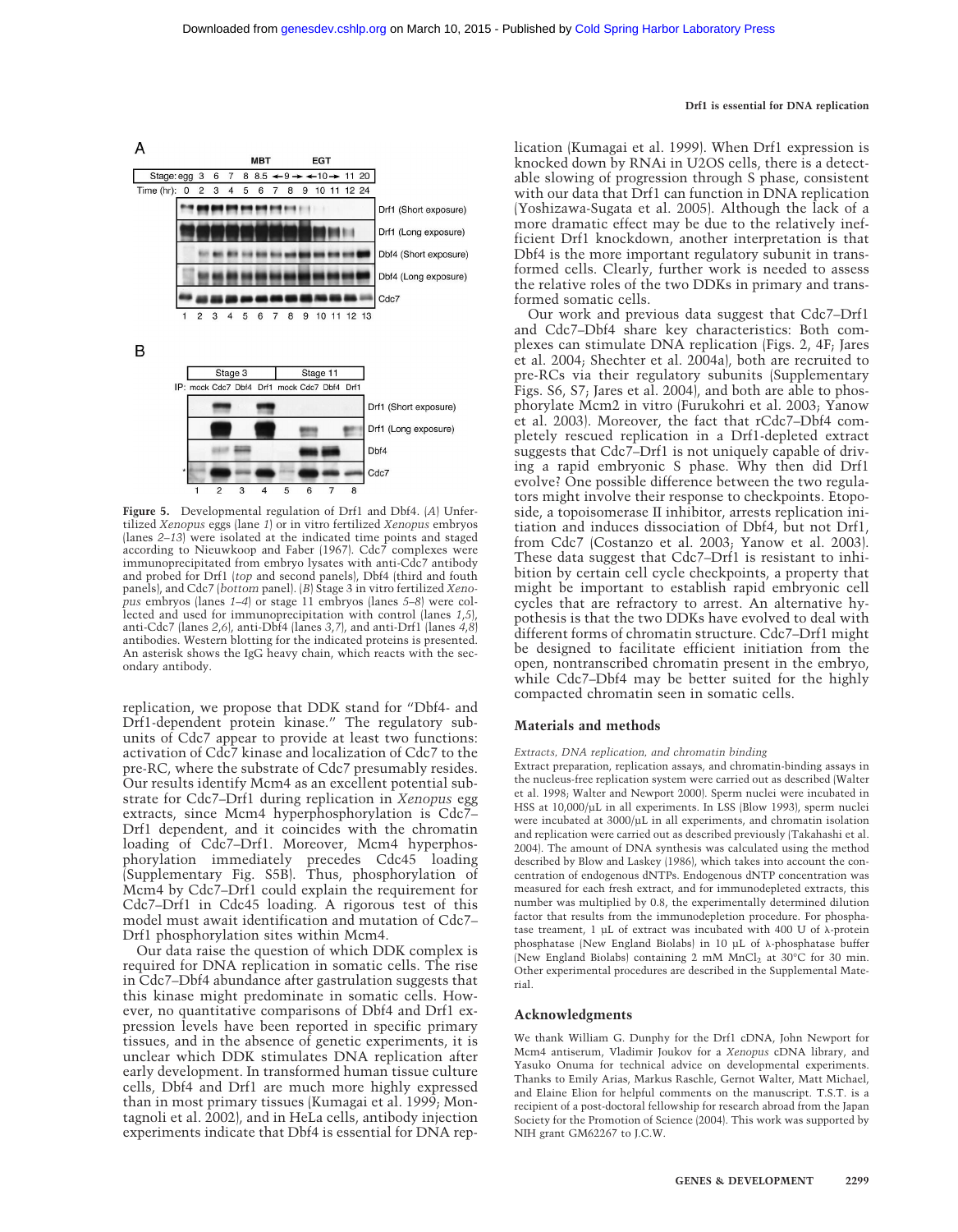**Figure 5.** Developmental regulation of Drf1 and Dbf4. (*A*) Unfertilized *Xenopus* eggs (lane *1*) or in vitro fertilized *Xenopus* embryos (lanes *2–13*) were isolated at the indicated time points and staged according to Nieuwkoop and Faber (1967). Cdc7 complexes were immunoprecipitated from embryo lysates with anti-Cdc7 antibody and probed for Drf1 (*top* and second panels), Dbf4 (third and fouth panels), and Cdc7 (*bottom* panel). (*B*) Stage 3 in vitro fertilized *Xenopus* embryos (lanes *1–4*) or stage 11 embryos (lanes *5–8*) were collected and used for immunoprecipitation with control (lanes *1*,*5*), anti-Cdc7 (lanes *2*,*6*), anti-Dbf4 (lanes *3*,*7*), and anti-Drf1 (lanes *4*,*8*) antibodies. Western blotting for the indicated proteins is presented. An asterisk shows the IgG heavy chain, which reacts with the secondary antibody.

replication, we propose that DDK stand for "Dbf4- and Drf1-dependent protein kinase." The regulatory subunits of Cdc7 appear to provide at least two functions: activation of Cdc7 kinase and localization of Cdc7 to the pre-RC, where the substrate of Cdc7 presumably resides. Our results identify Mcm4 as an excellent potential substrate for Cdc7–Drf1 during replication in *Xenopus* egg extracts, since Mcm4 hyperphosphorylation is Cdc7–Drf1 dependent, and it coincides with the chromatin loading of Cdc7–Drf1. Moreover, Mcm4 hyperphosphorylation immediately precedes Cdc45 loading (Supplementary Fig. S5B). Thus, phosphorylation of Mcm4 by Cdc7–Drf1 could explain the requirement for Cdc7–Drf1 in Cdc45 loading. A rigorous test of this model must await identification and mutation of Cdc7–Drf1 phosphorylation sites within Mcm4.

Our data raise the question of which DDK complex is required for DNA replication in somatic cells. The rise in Cdc7–Dbf4 abundance after gastrulation suggests that this kinase might predominate in somatic cells. However, no quantitative comparisons of Dbf4 and Drf1 expression levels have been reported in specific primary tissues, and in the absence of genetic experiments, it is unclear which DDK stimulates DNA replication after early development. In transformed human tissue culture cells, Dbf4 and Drf1 are much more highly expressed than in most primary tissues (Kumagai et al. 1999; Montagnoli et al. 2002), and in HeLa cells, antibody injection experiments indicate that Dbf4 is essential for DNA replication (Kumagai et al. 1999). When Drf1 expression is knocked down by RNAi in U2OS cells, there is a detectable slowing of progression through S phase, consistent with our data that Drf1 can function in DNA replication (Yoshizawa-Sugata et al. 2005). Although the lack of a more dramatic effect may be due to the relatively inefficient Drf1 knockdown, another interpretation is that Dbf4 is the more important regulatory subunit in transformed cells. Clearly, further work is needed to assess the relative roles of the two DDKs in primary and transformed somatic cells.

Our work and previous data suggest that Cdc7–Drf1 and Cdc7–Dbf4 share key characteristics: Both complexes can stimulate DNA replication (Figs. 2, 4F; Jares et al. 2004; Shechter et al. 2004a), both are recruited to pre-RCs via their regulatory subunits (Supplementary Figs. S6, S7; Jares et al. 2004), and both are able to phosphorylate Mcm2 in vitro (Furukohri et al. 2003; Yanow et al. 2003). Moreover, the fact that rCdc7–Dbf4 completely rescued replication in a Drf1-depleted extract suggests that Cdc7–Drf1 is not uniquely capable of driving a rapid embryonic S phase. Why then did Drf1 evolve? One possible difference between the two regulators might involve their response to checkpoints. Etoposide, a topoisomerase II inhibitor, arrests replication initiation and induces dissociation of Dbf4, but not Drf1, from Cdc7 (Costanzo et al. 2003; Yanow et al. 2003). These data suggest that Cdc7–Drf1 is resistant to inhibition by certain cell cycle checkpoints, a property that might be important to establish rapid embryonic cell cycles that are refractory to arrest. An alternative hypothesis is that the two DDKs have evolved to deal with different forms of chromatin structure. Cdc7–Drf1 might be designed to facilitate efficient initiation from the open, nontranscribed chromatin present in the embryo, while Cdc7–Dbf4 may be better suited for the highly compacted chromatin seen in somatic cells.

## Materials and methods

### *Extracts, DNA replication, and chromatin binding*

Extract preparation, replication assays, and chromatin-binding assays in the nucleus-free replication system were carried out as described (Walter et al. 1998; Walter and Newport 2000). Sperm nuclei were incubated in HSS at 10,000/μL in all experiments. In LSS (Blow 1993), sperm nuclei were incubated at 3000/μL in all experiments, and chromatin isolation and replication were carried out as described previously (Takahashi et al. 2004). The amount of DNA synthesis was calculated using the method described by Blow and Laskey (1986), which takes into account the concentration of endogenous dNTPs. Endogenous dNTP concentration was measured for each fresh extract, and for immunodepleted extracts, this number was multiplied by 0.8, the experimentally determined dilution factor that results from the immunodepletion procedure. For phosphatase treament, 1 μL of extract was incubated with 400 U of λ-protein phosphatase (New England Biolabs) in 10 μL of λ-phosphatase buffer (New England Biolabs) containing 2 mM $MnCl_2$ at 30°C for 30 min. Other experimental procedures are described in the Supplemental Material.

## Acknowledgments

We thank William G. Dunphy for the Drf1 cDNA, John Newport for Mcm4 antiserum, Vladimir Joukov for a *Xenopus* cDNA library, and Yasuko Onuma for technical advice on developmental experiments. Thanks to Emily Arias, Markus Raschle, Gernot Walter, Matt Michael, and Elaine Elion for helpful comments on the manuscript. T.S.T. is a recipient of a post-doctoral fellowship for research abroad from the Japan Society for the Promotion of Science (2004). This work was supported by NIH grant GM62267 to J.C.W.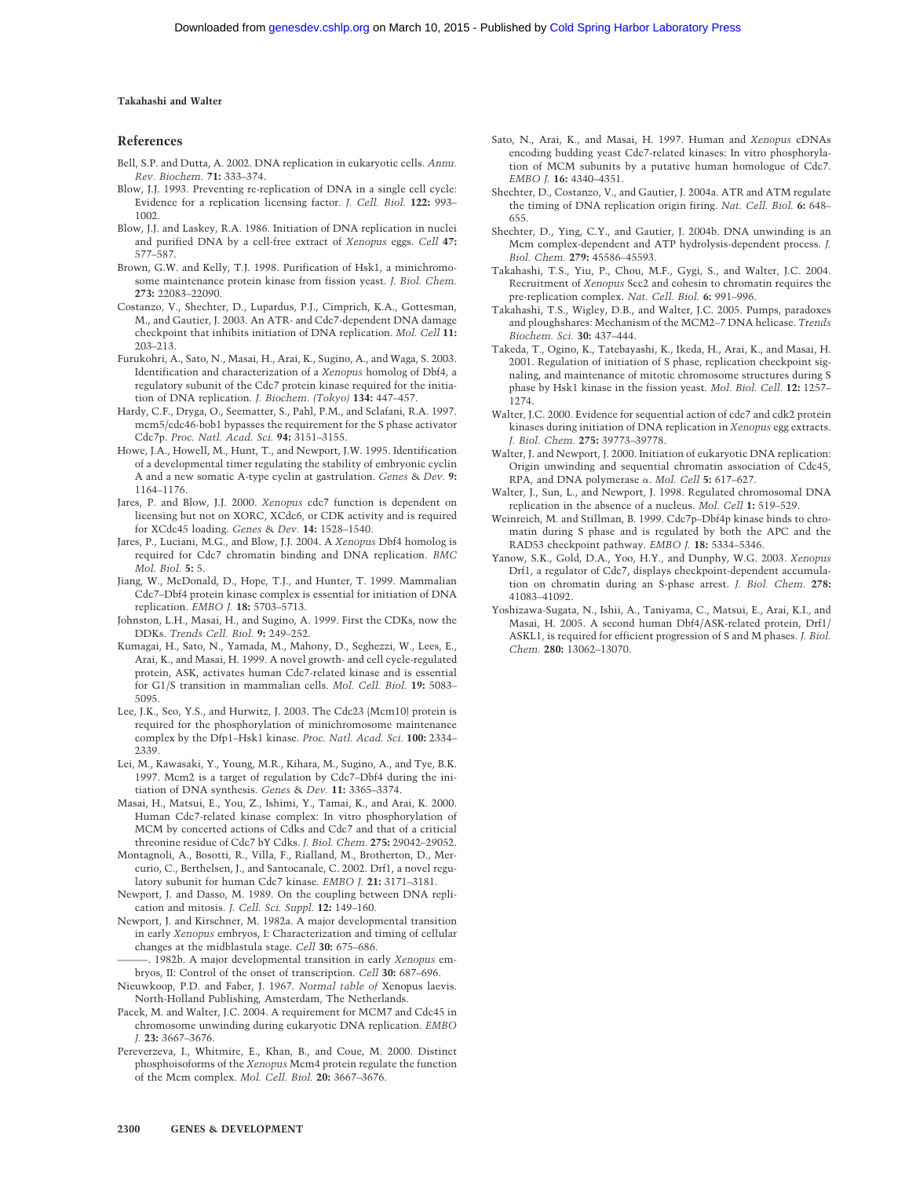## References

Bell, S.P. and Dutta, A. 2002. DNA replication in eukaryotic cells. *Annu. Rev. Biochem.* **71:** 333–374.

Blow, J.J. 1993. Preventing re-replication of DNA in a single cell cycle: Evidence for a replication licensing factor. *J. Cell. Biol.* **122:** 993–1002.

Blow, J.J. and Laskey, R.A. 1986. Initiation of DNA replication in nuclei and purified DNA by a cell-free extract of *Xenopus* eggs. *Cell* **47:** 577–587.

Brown, G.W. and Kelly, T.J. 1998. Purification of Hsk1, a minichromosome maintenance protein kinase from fission yeast. *J. Biol. Chem.* **273:** 22083–22090.

Costanzo, V., Shechter, D., Lupardus, P.J., Cimprich, K.A., Gottesman, M., and Gautier, J. 2003. An ATR- and Cdc7-dependent DNA damage checkpoint that inhibits initiation of DNA replication. *Mol. Cell* **11:** 203–213.

Furukohri, A., Sato, N., Masai, H., Arai, K., Sugino, A., and Waga, S. 2003. Identification and characterization of a *Xenopus* homolog of Dbf4, a regulatory subunit of the Cdc7 protein kinase required for the initiation of DNA replication. *J. Biochem. (Tokyo)* **134:** 447–457.

Hardy, C.F., Dryga, O., Seematter, S., Pahl, P.M., and Sclafani, R.A. 1997. mcm5/cdc46-bob1 bypasses the requirement for the S phase activator Cdc7p. *Proc. Natl. Acad. Sci.* **94:** 3151–3155.

Howe, J.A., Howell, M., Hunt, T., and Newport, J.W. 1995. Identification of a developmental timer regulating the stability of embryonic cyclin A and a new somatic A-type cyclin at gastrulation. *Genes & Dev.* **9:** 1164–1176.

Jares, P. and Blow, J.J. 2000. *Xenopus* cdc7 function is dependent on licensing but not on XORC, XCdc6, or CDK activity and is required for XCdc45 loading. *Genes & Dev.* **14:** 1528–1540.

Jares, P., Luciani, M.G., and Blow, J.J. 2004. A *Xenopus* Dbf4 homolog is required for Cdc7 chromatin binding and DNA replication. *BMC Mol. Biol.* **5:** 5.

Jiang, W., McDonald, D., Hope, T.J., and Hunter, T. 1999. Mammalian Cdc7–Dbf4 protein kinase complex is essential for initiation of DNA replication. *EMBO J.* **18:** 5703–5713.

Johnston, L.H., Masai, H., and Sugino, A. 1999. First the CDKs, now the DDKs. *Trends Cell. Biol.* **9:** 249–252.

Kumagai, H., Sato, N., Yamada, M., Mahony, D., Seghezzi, W., Lees, E., Arai, K., and Masai, H. 1999. A novel growth- and cell cycle-regulated protein, ASK, activates human Cdc7-related kinase and is essential for G1/S transition in mammalian cells. *Mol. Cell. Biol.* **19:** 5083–5095.

Lee, J.K., Seo, Y.S., and Hurwitz, J. 2003. The Cdc23 (Mcm10) protein is required for the phosphorylation of minichromosome maintenance complex by the Dfp1–Hsk1 kinase. *Proc. Natl. Acad. Sci.* **100:** 2334–2339.

Lei, M., Kawasaki, Y., Young, M.R., Kihara, M., Sugino, A., and Tye, B.K. 1997. Mcm2 is a target of regulation by Cdc7–Dbf4 during the initiation of DNA synthesis. *Genes & Dev.* **11:** 3365–3374.

Masai, H., Matsui, E., You, Z., Ishimi, Y., Tamai, K., and Arai, K. 2000. Human Cdc7-related kinase complex: In vitro phosphorylation of MCM by concerted actions of Cdks and Cdc7 and that of a criticial threonine residue of Cdc7 bY Cdks. *J. Biol. Chem.* **275:** 29042–29052.

Montagnoli, A., Bosotti, R., Villa, F., Rialland, M., Brotherton, D., Mercurio, C., Berthelsen, J., and Santocanale, C. 2002. Drf1, a novel regulatory subunit for human Cdc7 kinase. *EMBO J.* **21:** 3171–3181.

Newport, J. and Dasso, M. 1989. On the coupling between DNA replication and mitosis. *J. Cell. Sci. Suppl.* **12:** 149–160.

Newport, J. and Kirschner, M. 1982a. A major developmental transition in early *Xenopus* embryos, I: Characterization and timing of cellular changes at the midblastula stage. *Cell* **30:** 675–686.

———. 1982b. A major developmental transition in early *Xenopus* embryos, II: Control of the onset of transcription. *Cell* **30:** 687–696.

Nieuwkoop, P.D. and Faber, J. 1967. *Normal table of* Xenopus laevis. North-Holland Publishing, Amsterdam, The Netherlands.

Pacek, M. and Walter, J.C. 2004. A requirement for MCM7 and Cdc45 in chromosome unwinding during eukaryotic DNA replication. *EMBO J.* **23:** 3667–3676.

Pereverzeva, I., Whitmire, E., Khan, B., and Coue, M. 2000. Distinct phosphoisoforms of the *Xenopus* Mcm4 protein regulate the function of the Mcm complex. *Mol. Cell. Biol.* **20:** 3667–3676.

Sato, N., Arai, K., and Masai, H. 1997. Human and *Xenopus* cDNAs encoding budding yeast Cdc7-related kinases: In vitro phosphorylation of MCM subunits by a putative human homologue of Cdc7. *EMBO J.* **16:** 4340–4351.

Shechter, D., Costanzo, V., and Gautier, J. 2004a. ATR and ATM regulate the timing of DNA replication origin firing. *Nat. Cell. Biol.* **6:** 648–655.

Shechter, D., Ying, C.Y., and Gautier, J. 2004b. DNA unwinding is an Mcm complex-dependent and ATP hydrolysis-dependent process. *J. Biol. Chem.* **279:** 45586–45593.

Takahashi, T.S., Yiu, P., Chou, M.F., Gygi, S., and Walter, J.C. 2004. Recruitment of *Xenopus* Scc2 and cohesin to chromatin requires the pre-replication complex. *Nat. Cell. Biol.* **6:** 991–996.

Takahashi, T.S., Wigley, D.B., and Walter, J.C. 2005. Pumps, paradoxes and ploughshares: Mechanism of the MCM2–7 DNA helicase. *Trends Biochem. Sci.* **30:** 437–444.

Takeda, T., Ogino, K., Tatebayashi, K., Ikeda, H., Arai, K., and Masai, H. 2001. Regulation of initiation of S phase, replication checkpoint signaling, and maintenance of mitotic chromosome structures during S phase by Hsk1 kinase in the fission yeast. *Mol. Biol. Cell.* **12:** 1257–1274.

Walter, J.C. 2000. Evidence for sequential action of cdc7 and cdk2 protein kinases during initiation of DNA replication in *Xenopus* egg extracts. *J. Biol. Chem.* **275:** 39773–39778.

Walter, J. and Newport, J. 2000. Initiation of eukaryotic DNA replication: Origin unwinding and sequential chromatin association of Cdc45, RPA, and DNA polymerase α. *Mol. Cell* **5:** 617–627.

Walter, J., Sun, L., and Newport, J. 1998. Regulated chromosomal DNA replication in the absence of a nucleus. *Mol. Cell* **1:** 519–529.

Weinreich, M. and Stillman, B. 1999. Cdc7p–Dbf4p kinase binds to chromatin during S phase and is regulated by both the APC and the RAD53 checkpoint pathway. *EMBO J.* **18:** 5334–5346.

Yanow, S.K., Gold, D.A., Yoo, H.Y., and Dunphy, W.G. 2003. *Xenopus* Drf1, a regulator of Cdc7, displays checkpoint-dependent accumulation on chromatin during an S-phase arrest. *J. Biol. Chem.* **278:** 41083–41092.

Yoshizawa-Sugata, N., Ishii, A., Taniyama, C., Matsui, E., Arai, K.I., and Masai, H. 2005. A second human Dbf4/ASK-related protein, Drf1/ASKL1, is required for efficient progression of S and M phases. *J. Biol. Chem.* **280:** 13062–13070.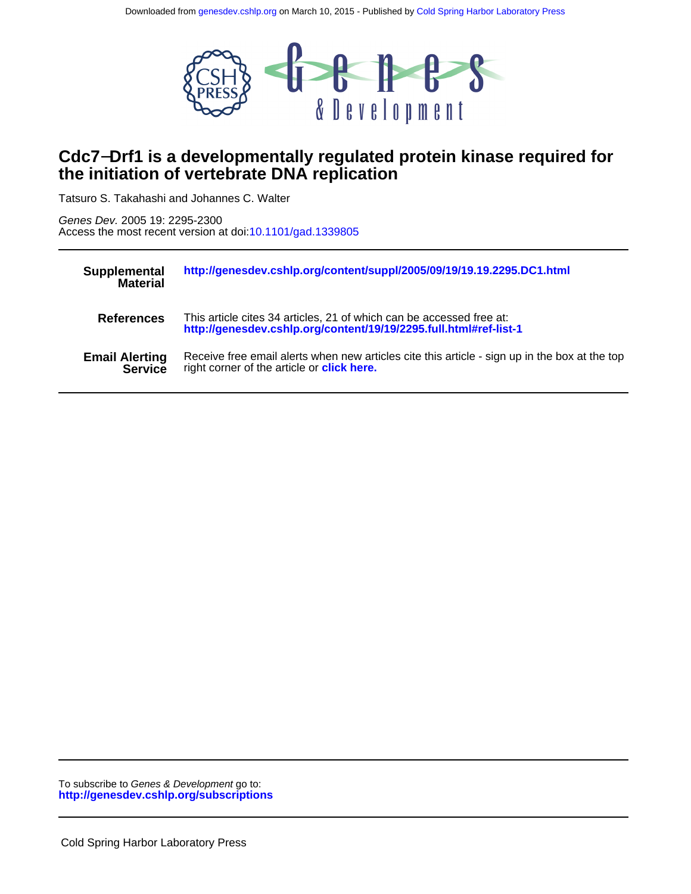# Cdc7–Drf1 is a developmentally regulated protein kinase required for the initiation of vertebrate DNA replication

Tatsuro S. Takahashi and Johannes C. Walter

*Genes Dev.* 2005 19: 2295-2300
Access the most recent version at doi:10.1101/gad.1339805

| | |
|---|---|
| **Supplemental Material** | **http://genesdev.cshlp.org/content/suppl/2005/09/19/19.19.2295.DC1.html** |
| **References** | This article cites 34 articles, 21 of which can be accessed free at: **http://genesdev.cshlp.org/content/19/19/2295.full.html#ref-list-1** |
| **Email Alerting Service** | Receive free email alerts when new articles cite this article - sign up in the box at the top right corner of the article or **click here.** |

To subscribe to *Genes & Development* go to:
**http://genesdev.cshlp.org/subscriptions**

Cold Spring Harbor Laboratory Press